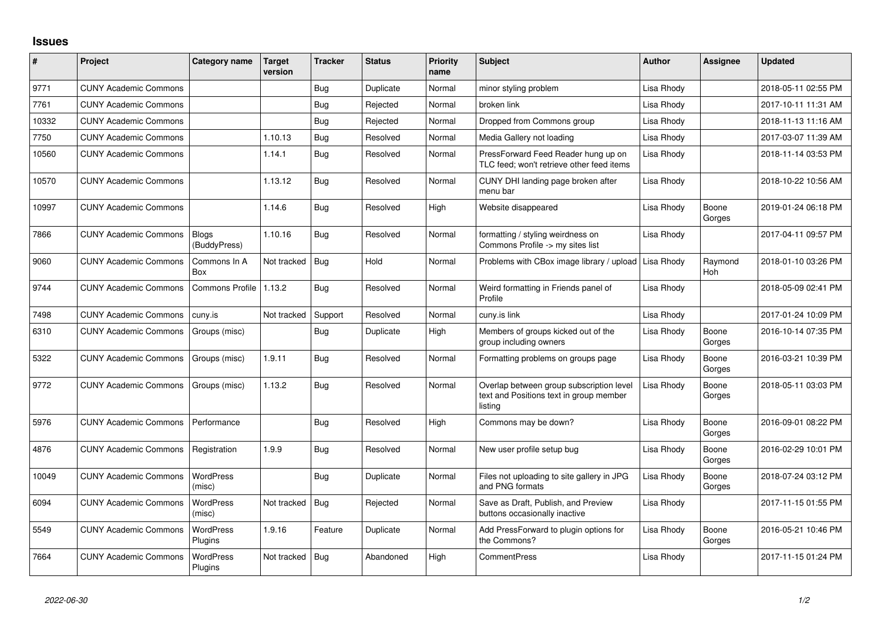## Issues

| # | Project | Category name | Target version | Tracker | Status | Priority name | Subject | Author | Assignee | Updated |
|---|---|---|---|---|---|---|---|---|---|---|
| 9771 | CUNY Academic Commons | | | Bug | Duplicate | Normal | minor styling problem | Lisa Rhody | | 2018-05-11 02:55 PM |
| 7761 | CUNY Academic Commons | | | Bug | Rejected | Normal | broken link | Lisa Rhody | | 2017-10-11 11:31 AM |
| 10332 | CUNY Academic Commons | | | Bug | Rejected | Normal | Dropped from Commons group | Lisa Rhody | | 2018-11-13 11:16 AM |
| 7750 | CUNY Academic Commons | | 1.10.13 | Bug | Resolved | Normal | Media Gallery not loading | Lisa Rhody | | 2017-03-07 11:39 AM |
| 10560 | CUNY Academic Commons | | 1.14.1 | Bug | Resolved | Normal | PressForward Feed Reader hung up on TLC feed; won't retrieve other feed items | Lisa Rhody | | 2018-11-14 03:53 PM |
| 10570 | CUNY Academic Commons | | 1.13.12 | Bug | Resolved | Normal | CUNY DHI landing page broken after menu bar | Lisa Rhody | | 2018-10-22 10:56 AM |
| 10997 | CUNY Academic Commons | | 1.14.6 | Bug | Resolved | High | Website disappeared | Lisa Rhody | Boone Gorges | 2019-01-24 06:18 PM |
| 7866 | CUNY Academic Commons | Blogs (BuddyPress) | 1.10.16 | Bug | Resolved | Normal | formatting / styling weirdness on Commons Profile -> my sites list | Lisa Rhody | | 2017-04-11 09:57 PM |
| 9060 | CUNY Academic Commons | Commons In A Box | Not tracked | Bug | Hold | Normal | Problems with CBox image library / upload | Lisa Rhody | Raymond Hoh | 2018-01-10 03:26 PM |
| 9744 | CUNY Academic Commons | Commons Profile | 1.13.2 | Bug | Resolved | Normal | Weird formatting in Friends panel of Profile | Lisa Rhody | | 2018-05-09 02:41 PM |
| 7498 | CUNY Academic Commons | cuny.is | Not tracked | Support | Resolved | Normal | cuny.is link | Lisa Rhody | | 2017-01-24 10:09 PM |
| 6310 | CUNY Academic Commons | Groups (misc) | | Bug | Duplicate | High | Members of groups kicked out of the group including owners | Lisa Rhody | Boone Gorges | 2016-10-14 07:35 PM |
| 5322 | CUNY Academic Commons | Groups (misc) | 1.9.11 | Bug | Resolved | Normal | Formatting problems on groups page | Lisa Rhody | Boone Gorges | 2016-03-21 10:39 PM |
| 9772 | CUNY Academic Commons | Groups (misc) | 1.13.2 | Bug | Resolved | Normal | Overlap between group subscription level text and Positions text in group member listing | Lisa Rhody | Boone Gorges | 2018-05-11 03:03 PM |
| 5976 | CUNY Academic Commons | Performance | | Bug | Resolved | High | Commons may be down? | Lisa Rhody | Boone Gorges | 2016-09-01 08:22 PM |
| 4876 | CUNY Academic Commons | Registration | 1.9.9 | Bug | Resolved | Normal | New user profile setup bug | Lisa Rhody | Boone Gorges | 2016-02-29 10:01 PM |
| 10049 | CUNY Academic Commons | WordPress (misc) | | Bug | Duplicate | Normal | Files not uploading to site gallery in JPG and PNG formats | Lisa Rhody | Boone Gorges | 2018-07-24 03:12 PM |
| 6094 | CUNY Academic Commons | WordPress (misc) | Not tracked | Bug | Rejected | Normal | Save as Draft, Publish, and Preview buttons occasionally inactive | Lisa Rhody | | 2017-11-15 01:55 PM |
| 5549 | CUNY Academic Commons | WordPress Plugins | 1.9.16 | Feature | Duplicate | Normal | Add PressForward to plugin options for the Commons? | Lisa Rhody | Boone Gorges | 2016-05-21 10:46 PM |
| 7664 | CUNY Academic Commons | WordPress Plugins | Not tracked | Bug | Abandoned | High | CommentPress | Lisa Rhody | | 2017-11-15 01:24 PM |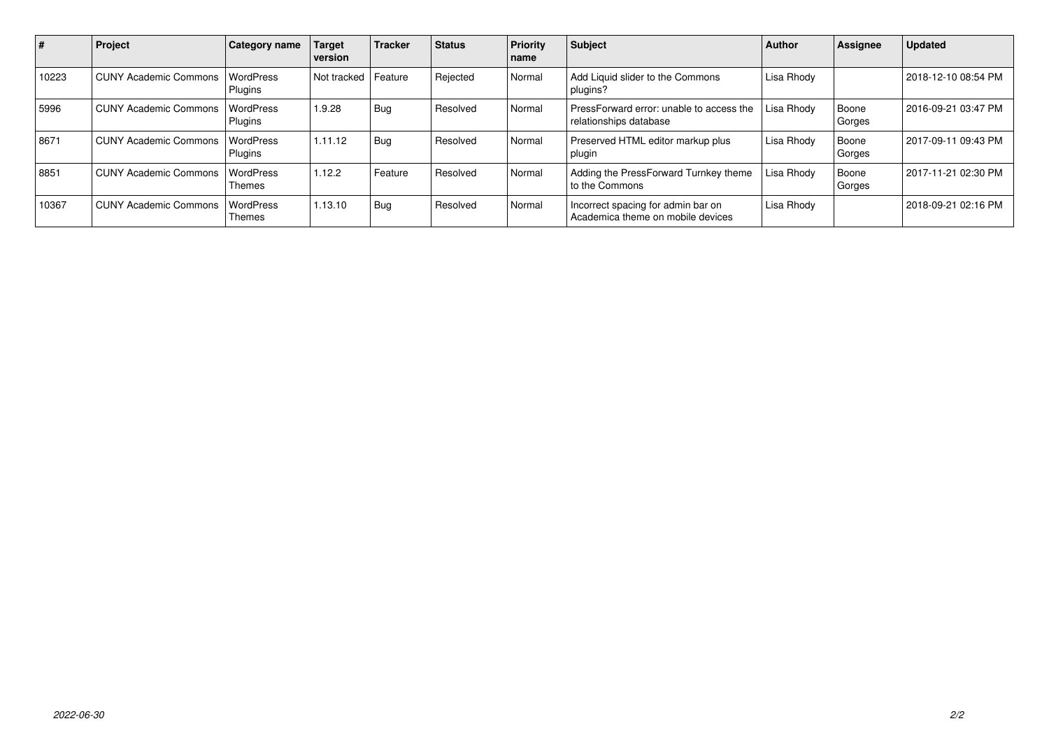| # | Project | Category name | Target version | Tracker | Status | Priority name | Subject | Author | Assignee | Updated |
|---|---|---|---|---|---|---|---|---|---|---|
| 10223 | CUNY Academic Commons | WordPress Plugins | Not tracked | Feature | Rejected | Normal | Add Liquid slider to the Commons plugins? | Lisa Rhody | | 2018-12-10 08:54 PM |
| 5996 | CUNY Academic Commons | WordPress Plugins | 1.9.28 | Bug | Resolved | Normal | PressForward error: unable to access the relationships database | Lisa Rhody | Boone Gorges | 2016-09-21 03:47 PM |
| 8671 | CUNY Academic Commons | WordPress Plugins | 1.11.12 | Bug | Resolved | Normal | Preserved HTML editor markup plus plugin | Lisa Rhody | Boone Gorges | 2017-09-11 09:43 PM |
| 8851 | CUNY Academic Commons | WordPress Themes | 1.12.2 | Feature | Resolved | Normal | Adding the PressForward Turnkey theme to the Commons | Lisa Rhody | Boone Gorges | 2017-11-21 02:30 PM |
| 10367 | CUNY Academic Commons | WordPress Themes | 1.13.10 | Bug | Resolved | Normal | Incorrect spacing for admin bar on Academica theme on mobile devices | Lisa Rhody | | 2018-09-21 02:16 PM |